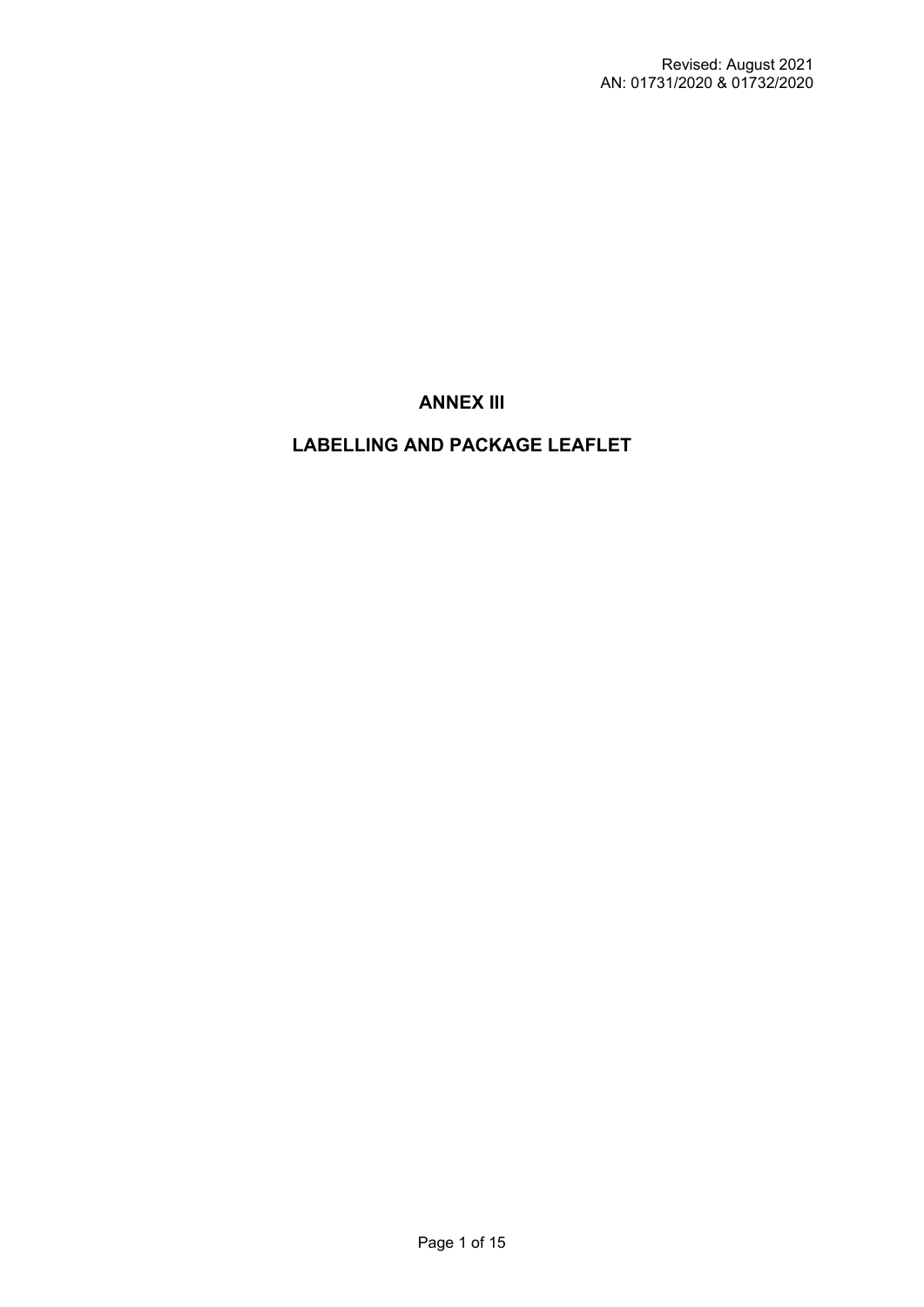Revised: August 2021
AN: 01731/2020 & 01732/2020

# ANNEX III

# LABELLING AND PACKAGE LEAFLET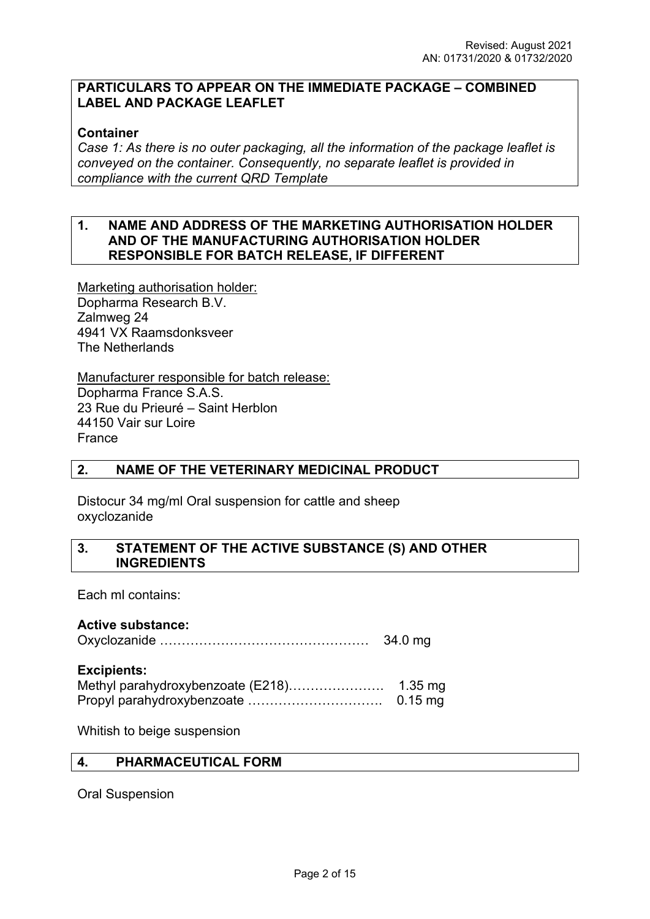## PARTICULARS TO APPEAR ON THE IMMEDIATE PACKAGE – COMBINED LABEL AND PACKAGE LEAFLET

**Container**

*Case 1: As there is no outer packaging, all the information of the package leaflet is conveyed on the container. Consequently, no separate leaflet is provided in compliance with the current QRD Template*

## 1. NAME AND ADDRESS OF THE MARKETING AUTHORISATION HOLDER AND OF THE MANUFACTURING AUTHORISATION HOLDER RESPONSIBLE FOR BATCH RELEASE, IF DIFFERENT

Marketing authorisation holder:
Dopharma Research B.V.
Zalmweg 24
4941 VX Raamsdonksveer
The Netherlands

Manufacturer responsible for batch release:
Dopharma France S.A.S.
23 Rue du Prieuré – Saint Herblon
44150 Vair sur Loire
France

## 2. NAME OF THE VETERINARY MEDICINAL PRODUCT

Distocur 34 mg/ml Oral suspension for cattle and sheep
oxyclozanide

## 3. STATEMENT OF THE ACTIVE SUBSTANCE (S) AND OTHER INGREDIENTS

Each ml contains:

**Active substance:**
Oxyclozanide ………………………………………… 34.0 mg

**Excipients:**
Methyl parahydroxybenzoate (E218)…………………. 1.35 mg
Propyl parahydroxybenzoate …………………………. 0.15 mg

Whitish to beige suspension

## 4. PHARMACEUTICAL FORM

Oral Suspension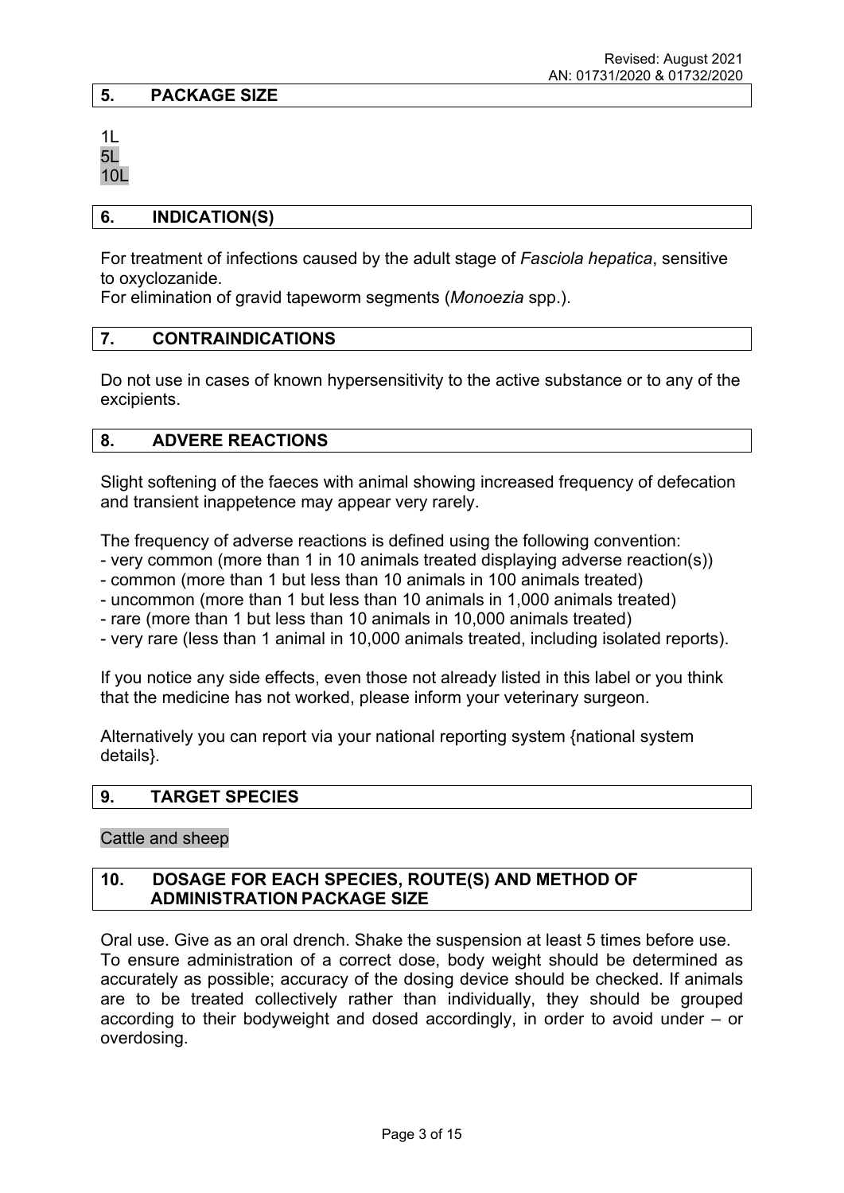## 5. PACKAGE SIZE

1L
5L
10L

## 6. INDICATION(S)

For treatment of infections caused by the adult stage of *Fasciola hepatica*, sensitive to oxyclozanide.
For elimination of gravid tapeworm segments (*Monoezia* spp.).

## 7. CONTRAINDICATIONS

Do not use in cases of known hypersensitivity to the active substance or to any of the excipients.

## 8. ADVERE REACTIONS

Slight softening of the faeces with animal showing increased frequency of defecation and transient inappetence may appear very rarely.

The frequency of adverse reactions is defined using the following convention:
- very common (more than 1 in 10 animals treated displaying adverse reaction(s))
- common (more than 1 but less than 10 animals in 100 animals treated)
- uncommon (more than 1 but less than 10 animals in 1,000 animals treated)
- rare (more than 1 but less than 10 animals in 10,000 animals treated)
- very rare (less than 1 animal in 10,000 animals treated, including isolated reports).

If you notice any side effects, even those not already listed in this label or you think that the medicine has not worked, please inform your veterinary surgeon.

Alternatively you can report via your national reporting system {national system details}.

## 9. TARGET SPECIES

Cattle and sheep

## 10. DOSAGE FOR EACH SPECIES, ROUTE(S) AND METHOD OF ADMINISTRATION PACKAGE SIZE

Oral use. Give as an oral drench. Shake the suspension at least 5 times before use. To ensure administration of a correct dose, body weight should be determined as accurately as possible; accuracy of the dosing device should be checked. If animals are to be treated collectively rather than individually, they should be grouped according to their bodyweight and dosed accordingly, in order to avoid under – or overdosing.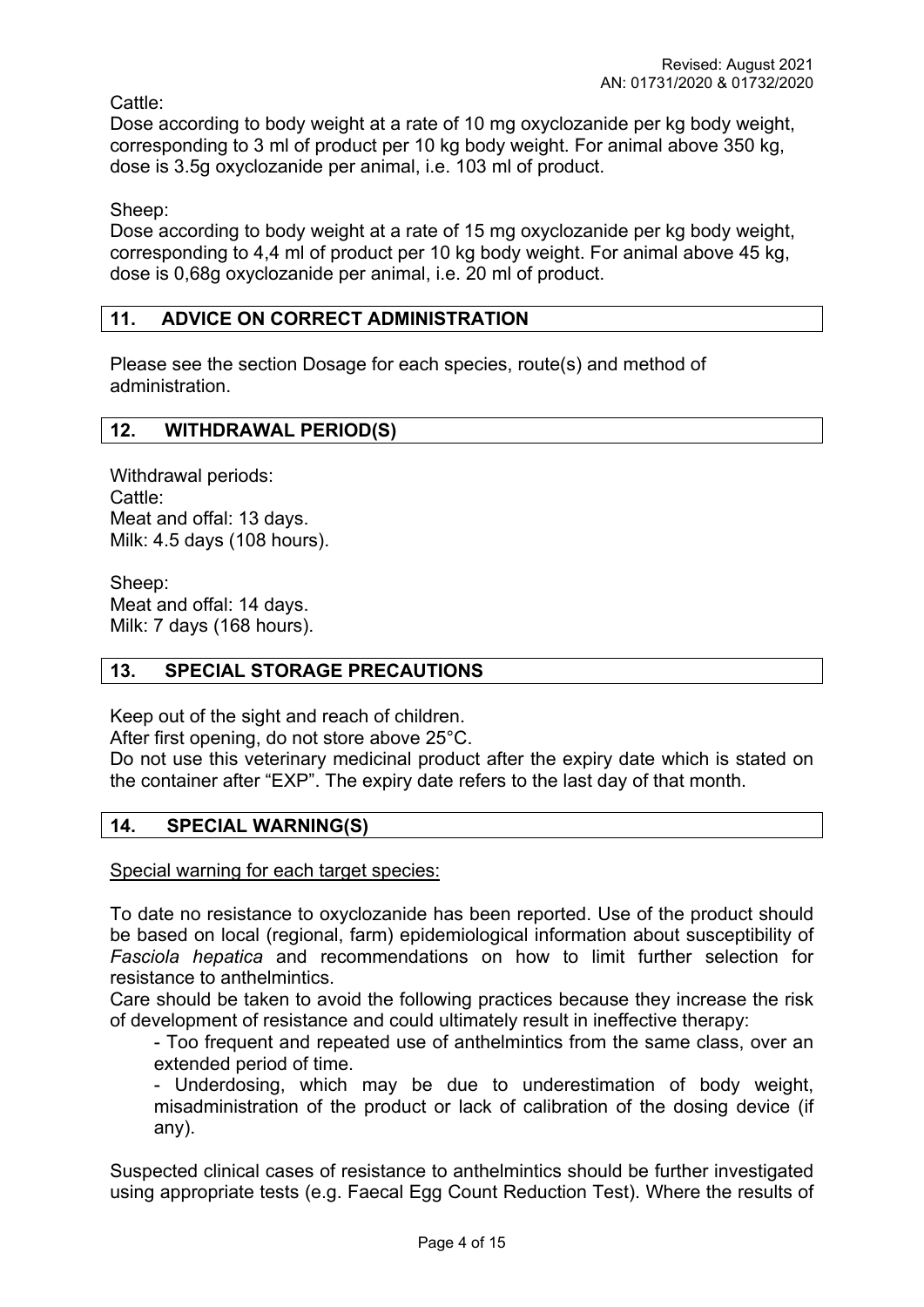Cattle:

Dose according to body weight at a rate of 10 mg oxyclozanide per kg body weight, corresponding to 3 ml of product per 10 kg body weight. For animal above 350 kg, dose is 3.5g oxyclozanide per animal, i.e. 103 ml of product.

Sheep:

Dose according to body weight at a rate of 15 mg oxyclozanide per kg body weight, corresponding to 4,4 ml of product per 10 kg body weight. For animal above 45 kg, dose is 0,68g oxyclozanide per animal, i.e. 20 ml of product.

## 11. ADVICE ON CORRECT ADMINISTRATION

Please see the section Dosage for each species, route(s) and method of administration.

## 12. WITHDRAWAL PERIOD(S)

Withdrawal periods:
Cattle:
Meat and offal: 13 days.
Milk: 4.5 days (108 hours).

Sheep:
Meat and offal: 14 days.
Milk: 7 days (168 hours).

## 13. SPECIAL STORAGE PRECAUTIONS

Keep out of the sight and reach of children.
After first opening, do not store above 25°C.
Do not use this veterinary medicinal product after the expiry date which is stated on the container after "EXP". The expiry date refers to the last day of that month.

## 14. SPECIAL WARNING(S)

Special warning for each target species:

To date no resistance to oxyclozanide has been reported. Use of the product should be based on local (regional, farm) epidemiological information about susceptibility of *Fasciola hepatica* and recommendations on how to limit further selection for resistance to anthelmintics.
Care should be taken to avoid the following practices because they increase the risk of development of resistance and could ultimately result in ineffective therapy:

- Too frequent and repeated use of anthelmintics from the same class, over an extended period of time.
- Underdosing, which may be due to underestimation of body weight, misadministration of the product or lack of calibration of the dosing device (if any).

Suspected clinical cases of resistance to anthelmintics should be further investigated using appropriate tests (e.g. Faecal Egg Count Reduction Test). Where the results of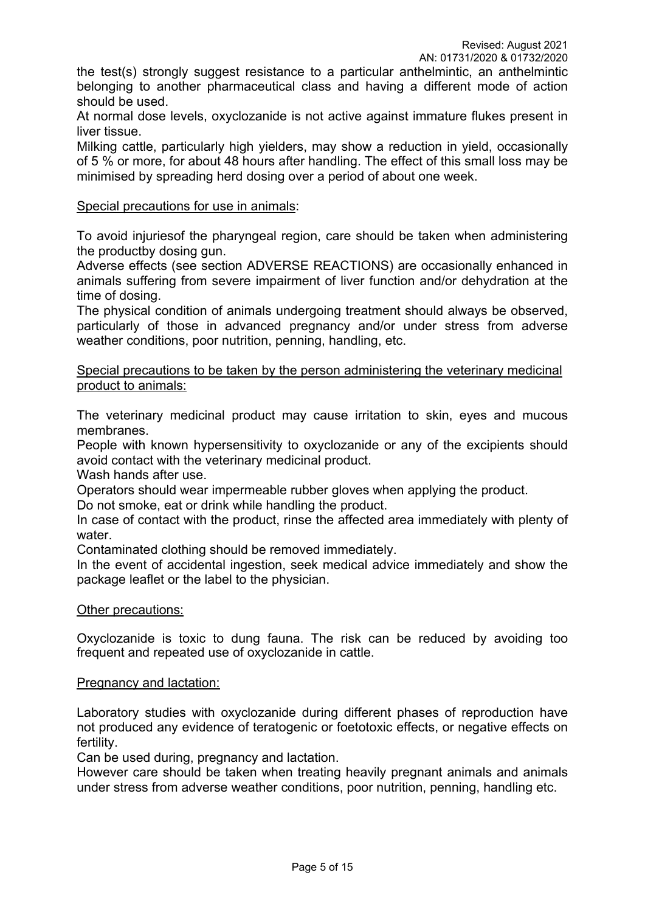the test(s) strongly suggest resistance to a particular anthelmintic, an anthelmintic belonging to another pharmaceutical class and having a different mode of action should be used.

At normal dose levels, oxyclozanide is not active against immature flukes present in liver tissue.

Milking cattle, particularly high yielders, may show a reduction in yield, occasionally of 5 % or more, for about 48 hours after handling. The effect of this small loss may be minimised by spreading herd dosing over a period of about one week.

Special precautions for use in animals:

To avoid injuriesof the pharyngeal region, care should be taken when administering the productby dosing gun.

Adverse effects (see section ADVERSE REACTIONS) are occasionally enhanced in animals suffering from severe impairment of liver function and/or dehydration at the time of dosing.

The physical condition of animals undergoing treatment should always be observed, particularly of those in advanced pregnancy and/or under stress from adverse weather conditions, poor nutrition, penning, handling, etc.

Special precautions to be taken by the person administering the veterinary medicinal product to animals:

The veterinary medicinal product may cause irritation to skin, eyes and mucous membranes.

People with known hypersensitivity to oxyclozanide or any of the excipients should avoid contact with the veterinary medicinal product.

Wash hands after use.

Operators should wear impermeable rubber gloves when applying the product.

Do not smoke, eat or drink while handling the product.

In case of contact with the product, rinse the affected area immediately with plenty of water.

Contaminated clothing should be removed immediately.

In the event of accidental ingestion, seek medical advice immediately and show the package leaflet or the label to the physician.

Other precautions:

Oxyclozanide is toxic to dung fauna. The risk can be reduced by avoiding too frequent and repeated use of oxyclozanide in cattle.

Pregnancy and lactation:

Laboratory studies with oxyclozanide during different phases of reproduction have not produced any evidence of teratogenic or foetotoxic effects, or negative effects on fertility.

Can be used during, pregnancy and lactation.

However care should be taken when treating heavily pregnant animals and animals under stress from adverse weather conditions, poor nutrition, penning, handling etc.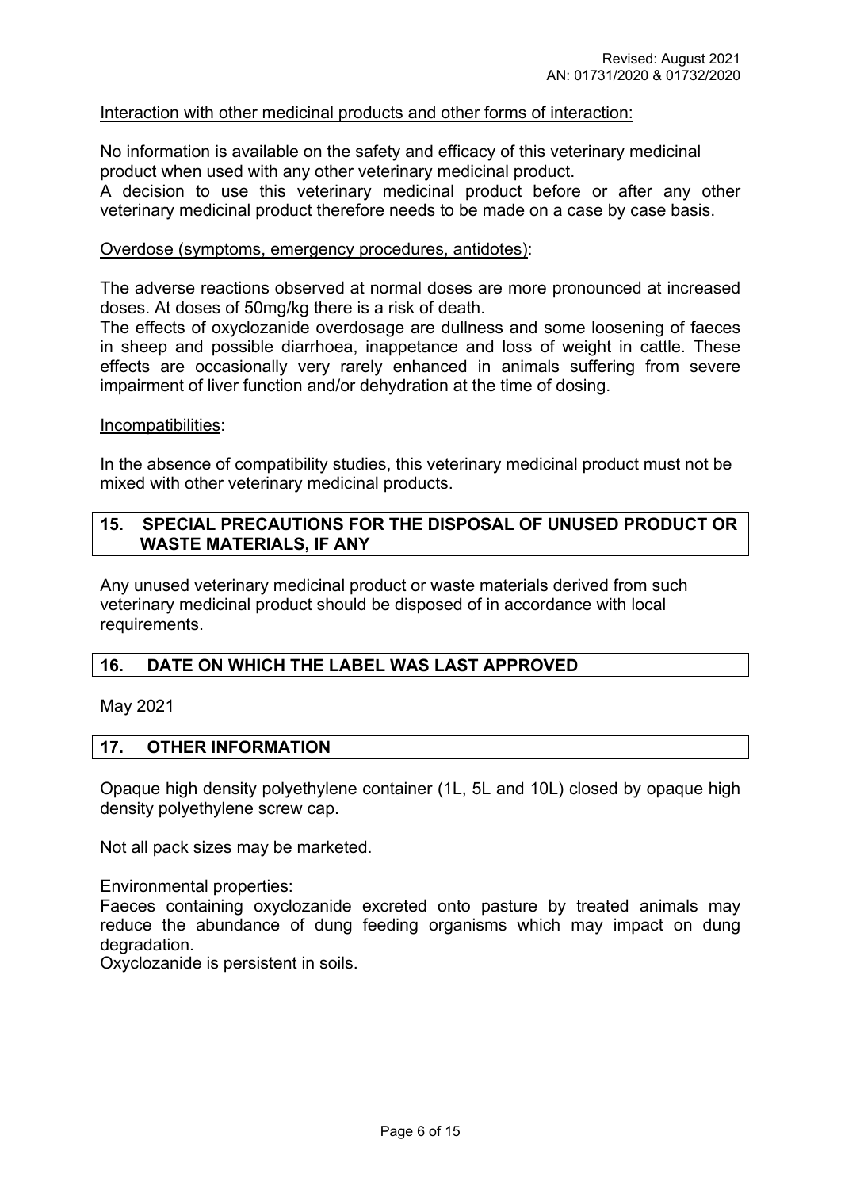Interaction with other medicinal products and other forms of interaction:

No information is available on the safety and efficacy of this veterinary medicinal product when used with any other veterinary medicinal product.
A decision to use this veterinary medicinal product before or after any other veterinary medicinal product therefore needs to be made on a case by case basis.

Overdose (symptoms, emergency procedures, antidotes):

The adverse reactions observed at normal doses are more pronounced at increased doses. At doses of 50mg/kg there is a risk of death.
The effects of oxyclozanide overdosage are dullness and some loosening of faeces in sheep and possible diarrhoea, inappetance and loss of weight in cattle. These effects are occasionally very rarely enhanced in animals suffering from severe impairment of liver function and/or dehydration at the time of dosing.

Incompatibilities:

In the absence of compatibility studies, this veterinary medicinal product must not be mixed with other veterinary medicinal products.

## 15. SPECIAL PRECAUTIONS FOR THE DISPOSAL OF UNUSED PRODUCT OR WASTE MATERIALS, IF ANY

Any unused veterinary medicinal product or waste materials derived from such veterinary medicinal product should be disposed of in accordance with local requirements.

## 16. DATE ON WHICH THE LABEL WAS LAST APPROVED

May 2021

## 17. OTHER INFORMATION

Opaque high density polyethylene container (1L, 5L and 10L) closed by opaque high density polyethylene screw cap.

Not all pack sizes may be marketed.

Environmental properties:
Faeces containing oxyclozanide excreted onto pasture by treated animals may reduce the abundance of dung feeding organisms which may impact on dung degradation.
Oxyclozanide is persistent in soils.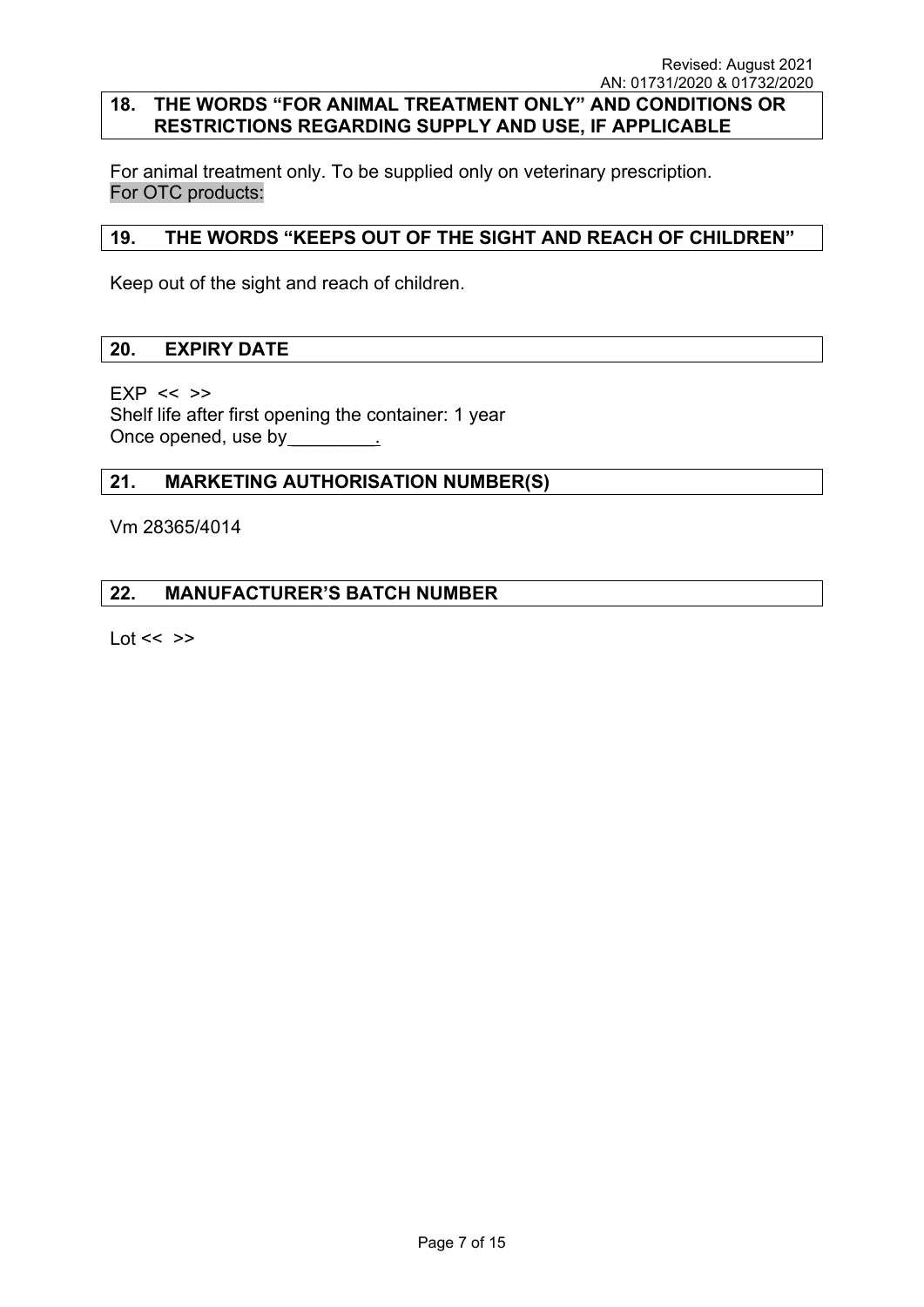## 18. THE WORDS "FOR ANIMAL TREATMENT ONLY" AND CONDITIONS OR RESTRICTIONS REGARDING SUPPLY AND USE, IF APPLICABLE

For animal treatment only. To be supplied only on veterinary prescription.
For OTC products:

## 19. THE WORDS "KEEPS OUT OF THE SIGHT AND REACH OF CHILDREN"

Keep out of the sight and reach of children.

## 20. EXPIRY DATE

EXP << >>
Shelf life after first opening the container: 1 year
Once opened, use by________.

## 21. MARKETING AUTHORISATION NUMBER(S)

Vm 28365/4014

## 22. MANUFACTURER'S BATCH NUMBER

Lot << >>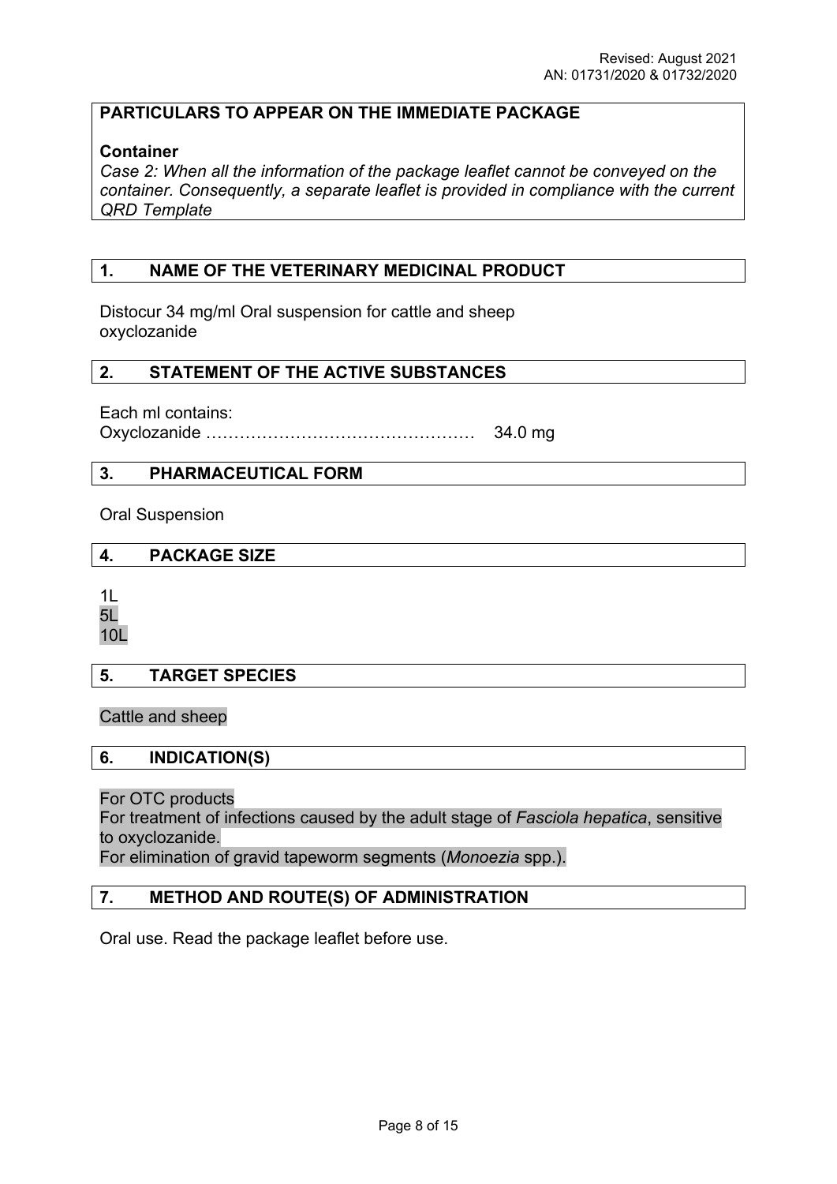Revised: August 2021
AN: 01731/2020 & 01732/2020

**PARTICULARS TO APPEAR ON THE IMMEDIATE PACKAGE**

**Container**

*Case 2: When all the information of the package leaflet cannot be conveyed on the container. Consequently, a separate leaflet is provided in compliance with the current QRD Template*

## 1. NAME OF THE VETERINARY MEDICINAL PRODUCT

Distocur 34 mg/ml Oral suspension for cattle and sheep
oxyclozanide

## 2. STATEMENT OF THE ACTIVE SUBSTANCES

Each ml contains:
Oxyclozanide ………………………………………… 34.0 mg

## 3. PHARMACEUTICAL FORM

Oral Suspension

## 4. PACKAGE SIZE

1L
5L
10L

## 5. TARGET SPECIES

Cattle and sheep

## 6. INDICATION(S)

For OTC products
For treatment of infections caused by the adult stage of *Fasciola hepatica*, sensitive to oxyclozanide.
For elimination of gravid tapeworm segments (*Monoezia* spp.).

## 7. METHOD AND ROUTE(S) OF ADMINISTRATION

Oral use. Read the package leaflet before use.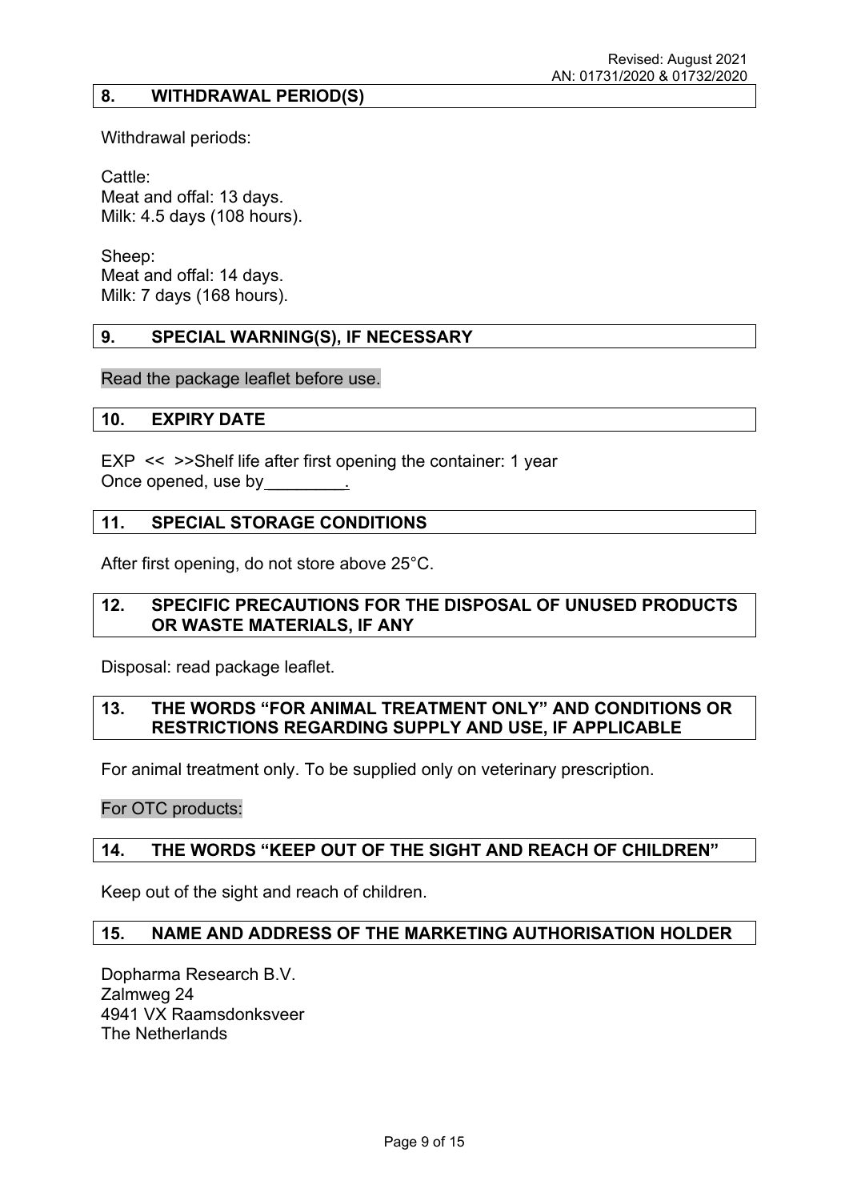## 8. WITHDRAWAL PERIOD(S)

Withdrawal periods:

Cattle:
Meat and offal: 13 days.
Milk: 4.5 days (108 hours).

Sheep:
Meat and offal: 14 days.
Milk: 7 days (168 hours).

## 9. SPECIAL WARNING(S), IF NECESSARY

Read the package leaflet before use.

## 10. EXPIRY DATE

EXP << >>Shelf life after first opening the container: 1 year
Once opened, use by_________.

## 11. SPECIAL STORAGE CONDITIONS

After first opening, do not store above 25°C.

## 12. SPECIFIC PRECAUTIONS FOR THE DISPOSAL OF UNUSED PRODUCTS OR WASTE MATERIALS, IF ANY

Disposal: read package leaflet.

## 13. THE WORDS "FOR ANIMAL TREATMENT ONLY" AND CONDITIONS OR RESTRICTIONS REGARDING SUPPLY AND USE, IF APPLICABLE

For animal treatment only. To be supplied only on veterinary prescription.

For OTC products:

## 14. THE WORDS "KEEP OUT OF THE SIGHT AND REACH OF CHILDREN"

Keep out of the sight and reach of children.

## 15. NAME AND ADDRESS OF THE MARKETING AUTHORISATION HOLDER

Dopharma Research B.V.
Zalmweg 24
4941 VX Raamsdonksveer
The Netherlands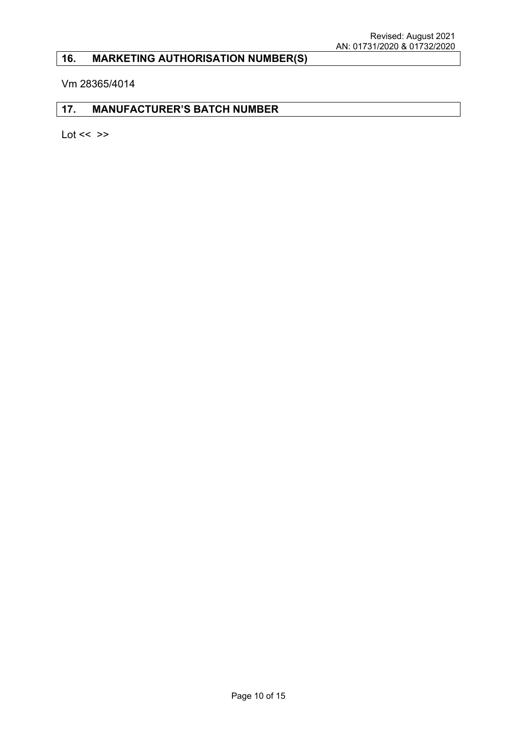## 16. MARKETING AUTHORISATION NUMBER(S)

Vm 28365/4014

## 17. MANUFACTURER'S BATCH NUMBER

Lot << >>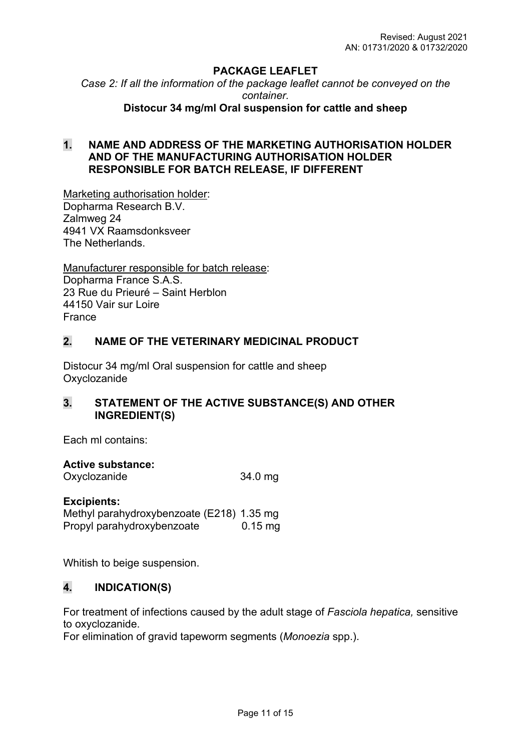# PACKAGE LEAFLET

*Case 2: If all the information of the package leaflet cannot be conveyed on the container.*

**Distocur 34 mg/ml Oral suspension for cattle and sheep**

## 1. NAME AND ADDRESS OF THE MARKETING AUTHORISATION HOLDER AND OF THE MANUFACTURING AUTHORISATION HOLDER RESPONSIBLE FOR BATCH RELEASE, IF DIFFERENT

Marketing authorisation holder:
Dopharma Research B.V.
Zalmweg 24
4941 VX Raamsdonksveer
The Netherlands.

Manufacturer responsible for batch release:
Dopharma France S.A.S.
23 Rue du Prieuré – Saint Herblon
44150 Vair sur Loire
France

## 2. NAME OF THE VETERINARY MEDICINAL PRODUCT

Distocur 34 mg/ml Oral suspension for cattle and sheep
Oxyclozanide

## 3. STATEMENT OF THE ACTIVE SUBSTANCE(S) AND OTHER INGREDIENT(S)

Each ml contains:

**Active substance:**

| | |
|---|---|
| Oxyclozanide | 34.0 mg |

**Excipients:**

| | |
|---|---|
| Methyl parahydroxybenzoate (E218) | 1.35 mg |
| Propyl parahydroxybenzoate | 0.15 mg |

Whitish to beige suspension.

## 4. INDICATION(S)

For treatment of infections caused by the adult stage of *Fasciola hepatica,* sensitive to oxyclozanide.
For elimination of gravid tapeworm segments (*Monoezia* spp.).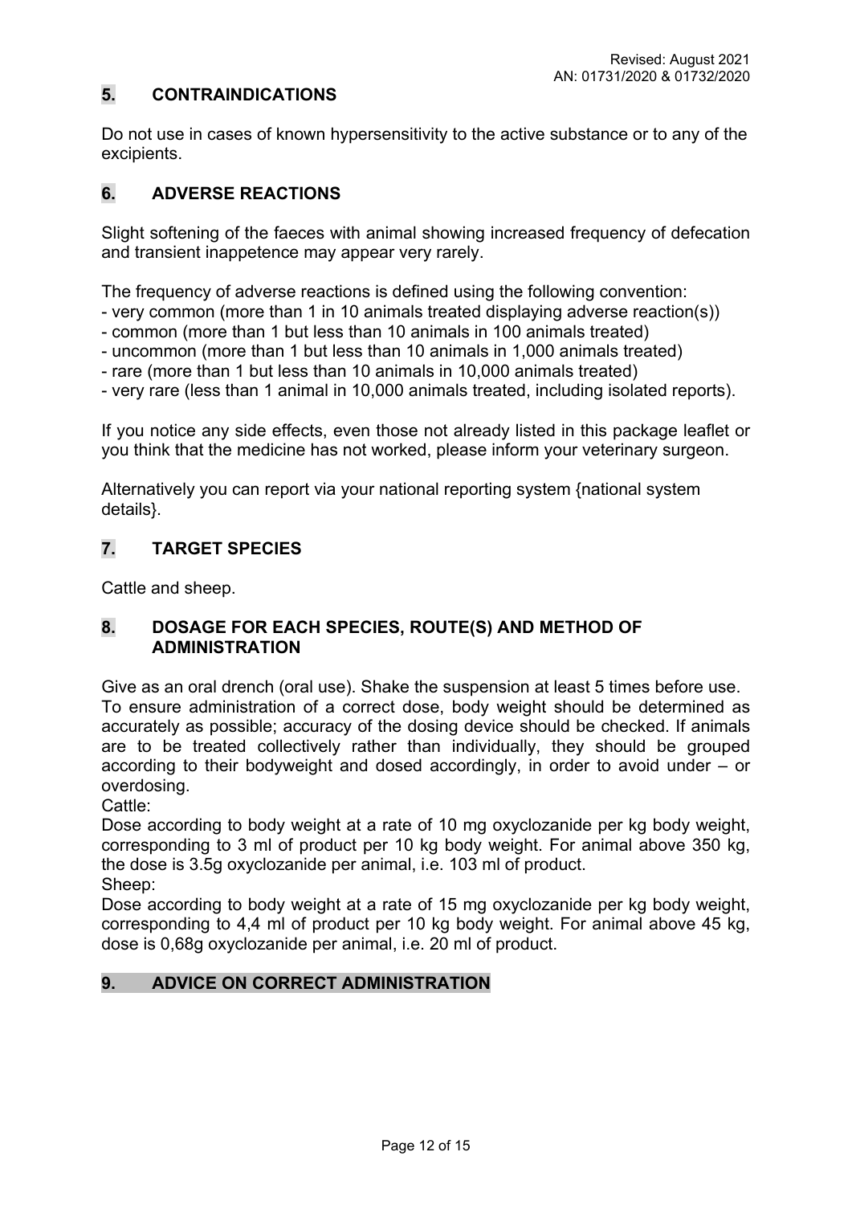## 5. CONTRAINDICATIONS

Do not use in cases of known hypersensitivity to the active substance or to any of the excipients.

## 6. ADVERSE REACTIONS

Slight softening of the faeces with animal showing increased frequency of defecation and transient inappetence may appear very rarely.

The frequency of adverse reactions is defined using the following convention:
- very common (more than 1 in 10 animals treated displaying adverse reaction(s))
- common (more than 1 but less than 10 animals in 100 animals treated)
- uncommon (more than 1 but less than 10 animals in 1,000 animals treated)
- rare (more than 1 but less than 10 animals in 10,000 animals treated)
- very rare (less than 1 animal in 10,000 animals treated, including isolated reports).

If you notice any side effects, even those not already listed in this package leaflet or you think that the medicine has not worked, please inform your veterinary surgeon.

Alternatively you can report via your national reporting system {national system details}.

## 7. TARGET SPECIES

Cattle and sheep.

## 8. DOSAGE FOR EACH SPECIES, ROUTE(S) AND METHOD OF ADMINISTRATION

Give as an oral drench (oral use). Shake the suspension at least 5 times before use. To ensure administration of a correct dose, body weight should be determined as accurately as possible; accuracy of the dosing device should be checked. If animals are to be treated collectively rather than individually, they should be grouped according to their bodyweight and dosed accordingly, in order to avoid under – or overdosing.

Cattle:

Dose according to body weight at a rate of 10 mg oxyclozanide per kg body weight, corresponding to 3 ml of product per 10 kg body weight. For animal above 350 kg, the dose is 3.5g oxyclozanide per animal, i.e. 103 ml of product.

Sheep:

Dose according to body weight at a rate of 15 mg oxyclozanide per kg body weight, corresponding to 4,4 ml of product per 10 kg body weight. For animal above 45 kg, dose is 0,68g oxyclozanide per animal, i.e. 20 ml of product.

## 9. ADVICE ON CORRECT ADMINISTRATION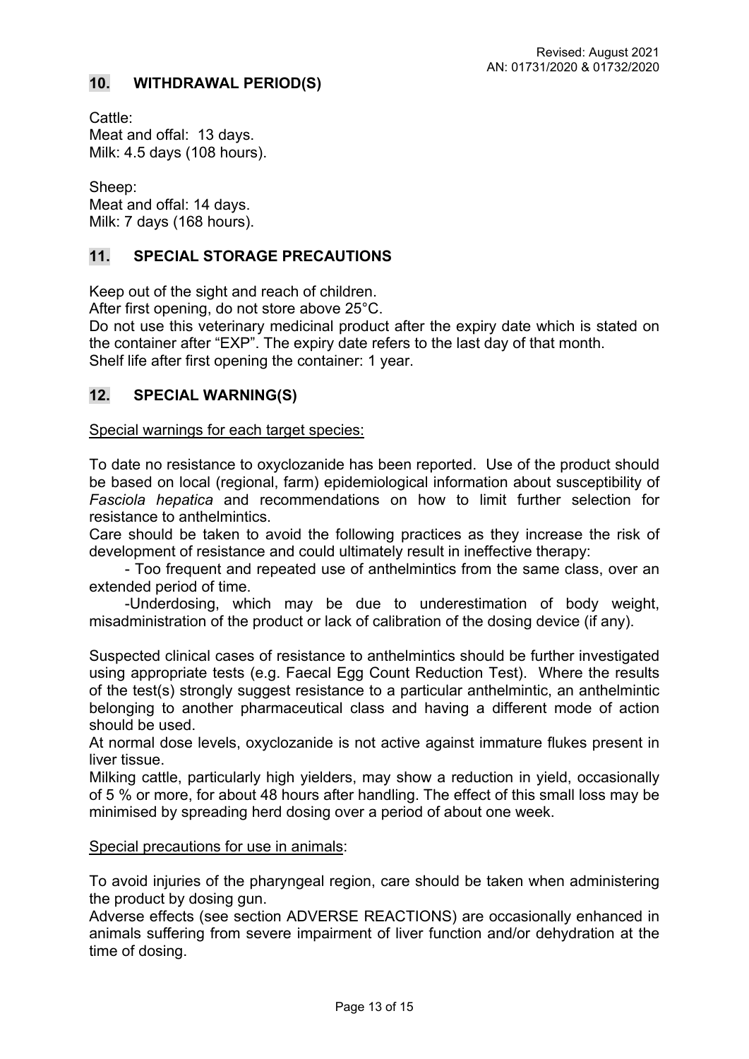## 10. WITHDRAWAL PERIOD(S)

Cattle:
Meat and offal: 13 days.
Milk: 4.5 days (108 hours).

Sheep:
Meat and offal: 14 days.
Milk: 7 days (168 hours).

## 11. SPECIAL STORAGE PRECAUTIONS

Keep out of the sight and reach of children.
After first opening, do not store above 25°C.
Do not use this veterinary medicinal product after the expiry date which is stated on the container after "EXP". The expiry date refers to the last day of that month.
Shelf life after first opening the container: 1 year.

## 12. SPECIAL WARNING(S)

Special warnings for each target species:

To date no resistance to oxyclozanide has been reported. Use of the product should be based on local (regional, farm) epidemiological information about susceptibility of *Fasciola hepatica* and recommendations on how to limit further selection for resistance to anthelmintics.
Care should be taken to avoid the following practices as they increase the risk of development of resistance and could ultimately result in ineffective therapy:

- Too frequent and repeated use of anthelmintics from the same class, over an extended period of time.
- Underdosing, which may be due to underestimation of body weight, misadministration of the product or lack of calibration of the dosing device (if any).

Suspected clinical cases of resistance to anthelmintics should be further investigated using appropriate tests (e.g. Faecal Egg Count Reduction Test). Where the results of the test(s) strongly suggest resistance to a particular anthelmintic, an anthelmintic belonging to another pharmaceutical class and having a different mode of action should be used.
At normal dose levels, oxyclozanide is not active against immature flukes present in liver tissue.
Milking cattle, particularly high yielders, may show a reduction in yield, occasionally of 5 % or more, for about 48 hours after handling. The effect of this small loss may be minimised by spreading herd dosing over a period of about one week.

Special precautions for use in animals:

To avoid injuries of the pharyngeal region, care should be taken when administering the product by dosing gun.
Adverse effects (see section ADVERSE REACTIONS) are occasionally enhanced in animals suffering from severe impairment of liver function and/or dehydration at the time of dosing.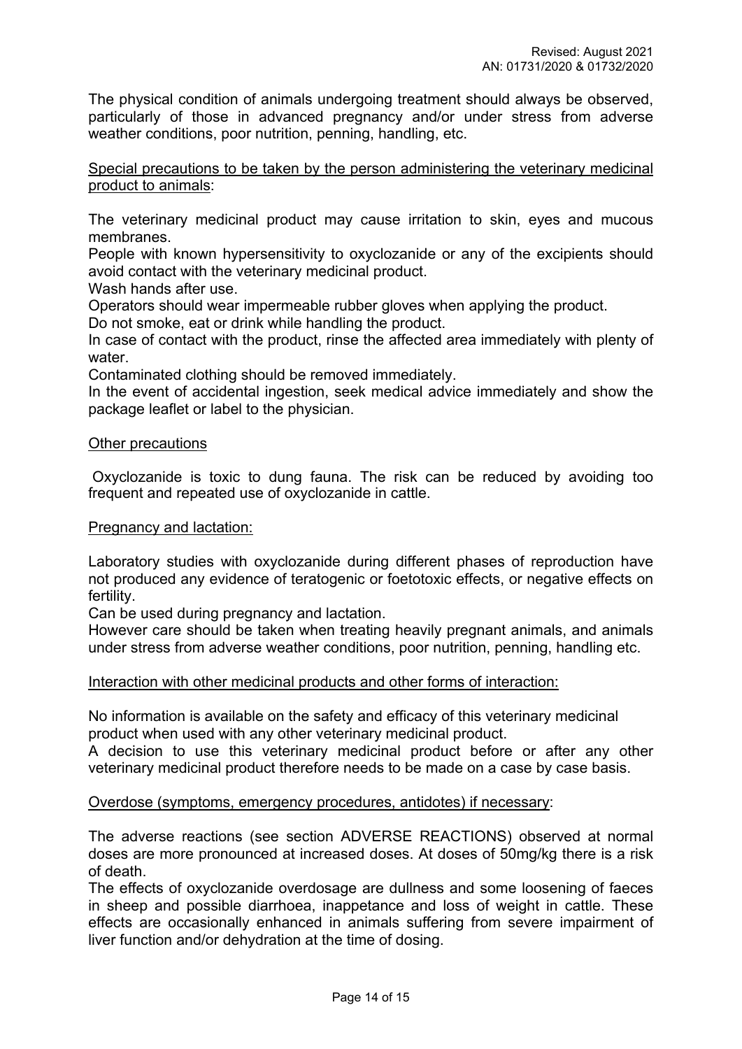The physical condition of animals undergoing treatment should always be observed, particularly of those in advanced pregnancy and/or under stress from adverse weather conditions, poor nutrition, penning, handling, etc.

<u>Special precautions to be taken by the person administering the veterinary medicinal product to animals</u>:

The veterinary medicinal product may cause irritation to skin, eyes and mucous membranes.
People with known hypersensitivity to oxyclozanide or any of the excipients should avoid contact with the veterinary medicinal product.
Wash hands after use.
Operators should wear impermeable rubber gloves when applying the product.
Do not smoke, eat or drink while handling the product.
In case of contact with the product, rinse the affected area immediately with plenty of water.
Contaminated clothing should be removed immediately.
In the event of accidental ingestion, seek medical advice immediately and show the package leaflet or label to the physician.

<u>Other precautions</u>

Oxyclozanide is toxic to dung fauna. The risk can be reduced by avoiding too frequent and repeated use of oxyclozanide in cattle.

<u>Pregnancy and lactation:</u>

Laboratory studies with oxyclozanide during different phases of reproduction have not produced any evidence of teratogenic or foetotoxic effects, or negative effects on fertility.
Can be used during pregnancy and lactation.
However care should be taken when treating heavily pregnant animals, and animals under stress from adverse weather conditions, poor nutrition, penning, handling etc.

<u>Interaction with other medicinal products and other forms of interaction:</u>

No information is available on the safety and efficacy of this veterinary medicinal product when used with any other veterinary medicinal product.
A decision to use this veterinary medicinal product before or after any other veterinary medicinal product therefore needs to be made on a case by case basis.

<u>Overdose (symptoms, emergency procedures, antidotes) if necessary</u>:

The adverse reactions (see section ADVERSE REACTIONS) observed at normal doses are more pronounced at increased doses. At doses of 50mg/kg there is a risk of death.
The effects of oxyclozanide overdosage are dullness and some loosening of faeces in sheep and possible diarrhoea, inappetance and loss of weight in cattle. These effects are occasionally enhanced in animals suffering from severe impairment of liver function and/or dehydration at the time of dosing.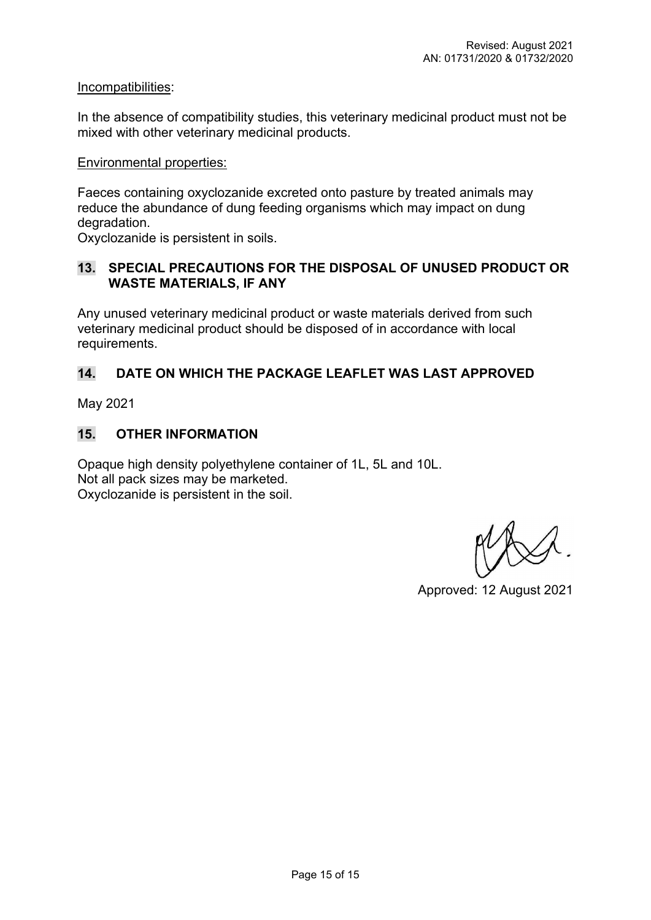Incompatibilities:

In the absence of compatibility studies, this veterinary medicinal product must not be mixed with other veterinary medicinal products.

Environmental properties:

Faeces containing oxyclozanide excreted onto pasture by treated animals may reduce the abundance of dung feeding organisms which may impact on dung degradation.
Oxyclozanide is persistent in soils.

## 13. SPECIAL PRECAUTIONS FOR THE DISPOSAL OF UNUSED PRODUCT OR WASTE MATERIALS, IF ANY

Any unused veterinary medicinal product or waste materials derived from such veterinary medicinal product should be disposed of in accordance with local requirements.

## 14. DATE ON WHICH THE PACKAGE LEAFLET WAS LAST APPROVED

May 2021

## 15. OTHER INFORMATION

Opaque high density polyethylene container of 1L, 5L and 10L.
Not all pack sizes may be marketed.
Oxyclozanide is persistent in the soil.

Approved: 12 August 2021